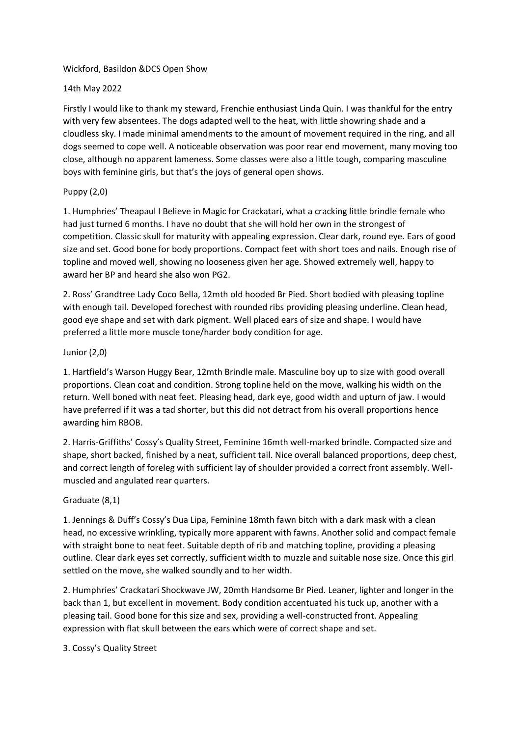Wickford, Basildon &DCS Open Show

14th May 2022

Firstly I would like to thank my steward, Frenchie enthusiast Linda Quin. I was thankful for the entry with very few absentees. The dogs adapted well to the heat, with little showring shade and a cloudless sky. I made minimal amendments to the amount of movement required in the ring, and all dogs seemed to cope well. A noticeable observation was poor rear end movement, many moving too close, although no apparent lameness. Some classes were also a little tough, comparing masculine boys with feminine girls, but that's the joys of general open shows.

Puppy (2,0)

1. Humphries' Theapaul I Believe in Magic for Crackatari, what a cracking little brindle female who had just turned 6 months. I have no doubt that she will hold her own in the strongest of competition. Classic skull for maturity with appealing expression. Clear dark, round eye. Ears of good size and set. Good bone for body proportions. Compact feet with short toes and nails. Enough rise of topline and moved well, showing no looseness given her age. Showed extremely well, happy to award her BP and heard she also won PG2.

2. Ross' Grandtree Lady Coco Bella, 12mth old hooded Br Pied. Short bodied with pleasing topline with enough tail. Developed forechest with rounded ribs providing pleasing underline. Clean head, good eye shape and set with dark pigment. Well placed ears of size and shape. I would have preferred a little more muscle tone/harder body condition for age.

Junior (2,0)

1. Hartfield's Warson Huggy Bear, 12mth Brindle male. Masculine boy up to size with good overall proportions. Clean coat and condition. Strong topline held on the move, walking his width on the return. Well boned with neat feet. Pleasing head, dark eye, good width and upturn of jaw. I would have preferred if it was a tad shorter, but this did not detract from his overall proportions hence awarding him RBOB.

2. Harris-Griffiths' Cossy's Quality Street, Feminine 16mth well-marked brindle. Compacted size and shape, short backed, finished by a neat, sufficient tail. Nice overall balanced proportions, deep chest, and correct length of foreleg with sufficient lay of shoulder provided a correct front assembly. Well-muscled and angulated rear quarters.

Graduate (8,1)

1. Jennings & Duff's Cossy's Dua Lipa, Feminine 18mth fawn bitch with a dark mask with a clean head, no excessive wrinkling, typically more apparent with fawns. Another solid and compact female with straight bone to neat feet. Suitable depth of rib and matching topline, providing a pleasing outline. Clear dark eyes set correctly, sufficient width to muzzle and suitable nose size. Once this girl settled on the move, she walked soundly and to her width.

2. Humphries' Crackatari Shockwave JW, 20mth Handsome Br Pied. Leaner, lighter and longer in the back than 1, but excellent in movement. Body condition accentuated his tuck up, another with a pleasing tail. Good bone for this size and sex, providing a well-constructed front. Appealing expression with flat skull between the ears which were of correct shape and set.

3. Cossy's Quality Street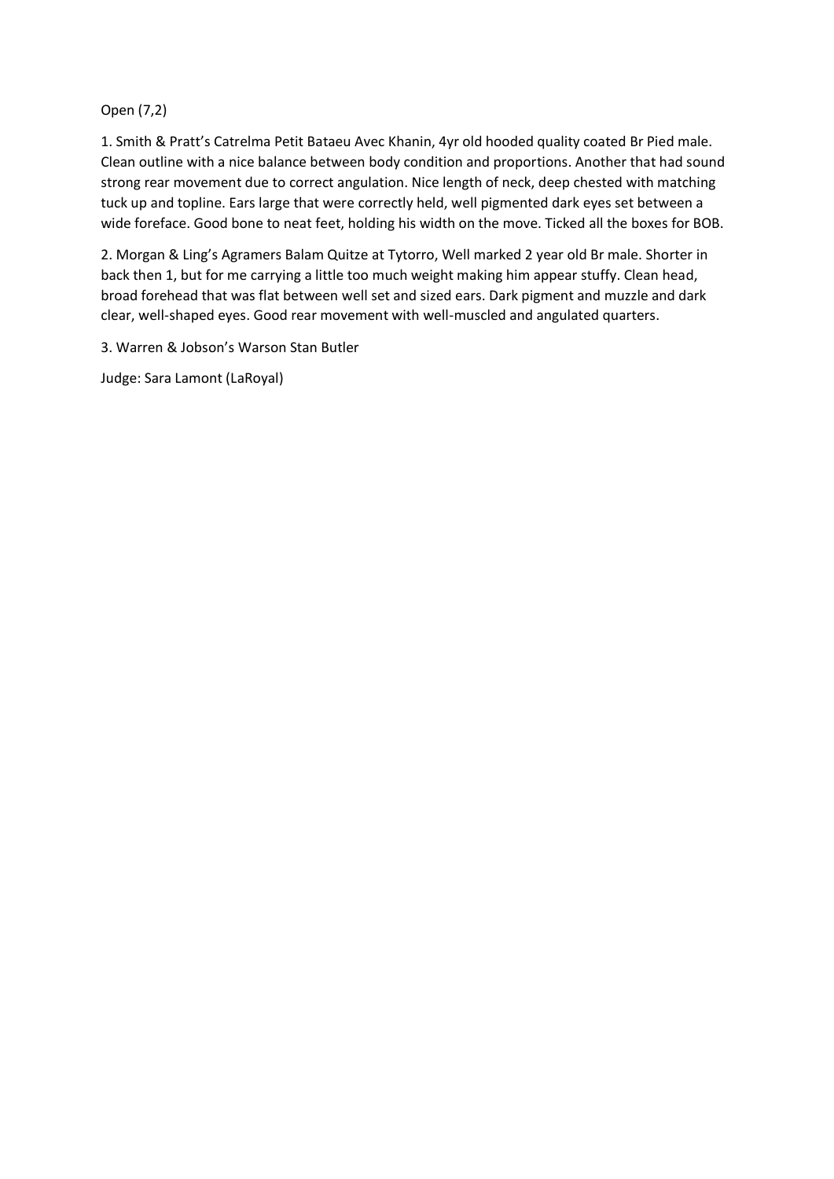Open (7,2)

1. Smith & Pratt's Catrelma Petit Bataeu Avec Khanin, 4yr old hooded quality coated Br Pied male. Clean outline with a nice balance between body condition and proportions. Another that had sound strong rear movement due to correct angulation. Nice length of neck, deep chested with matching tuck up and topline. Ears large that were correctly held, well pigmented dark eyes set between a wide foreface. Good bone to neat feet, holding his width on the move. Ticked all the boxes for BOB.

2. Morgan & Ling's Agramers Balam Quitze at Tytorro, Well marked 2 year old Br male. Shorter in back then 1, but for me carrying a little too much weight making him appear stuffy. Clean head, broad forehead that was flat between well set and sized ears. Dark pigment and muzzle and dark clear, well-shaped eyes. Good rear movement with well-muscled and angulated quarters.

3. Warren & Jobson's Warson Stan Butler

Judge: Sara Lamont (LaRoyal)